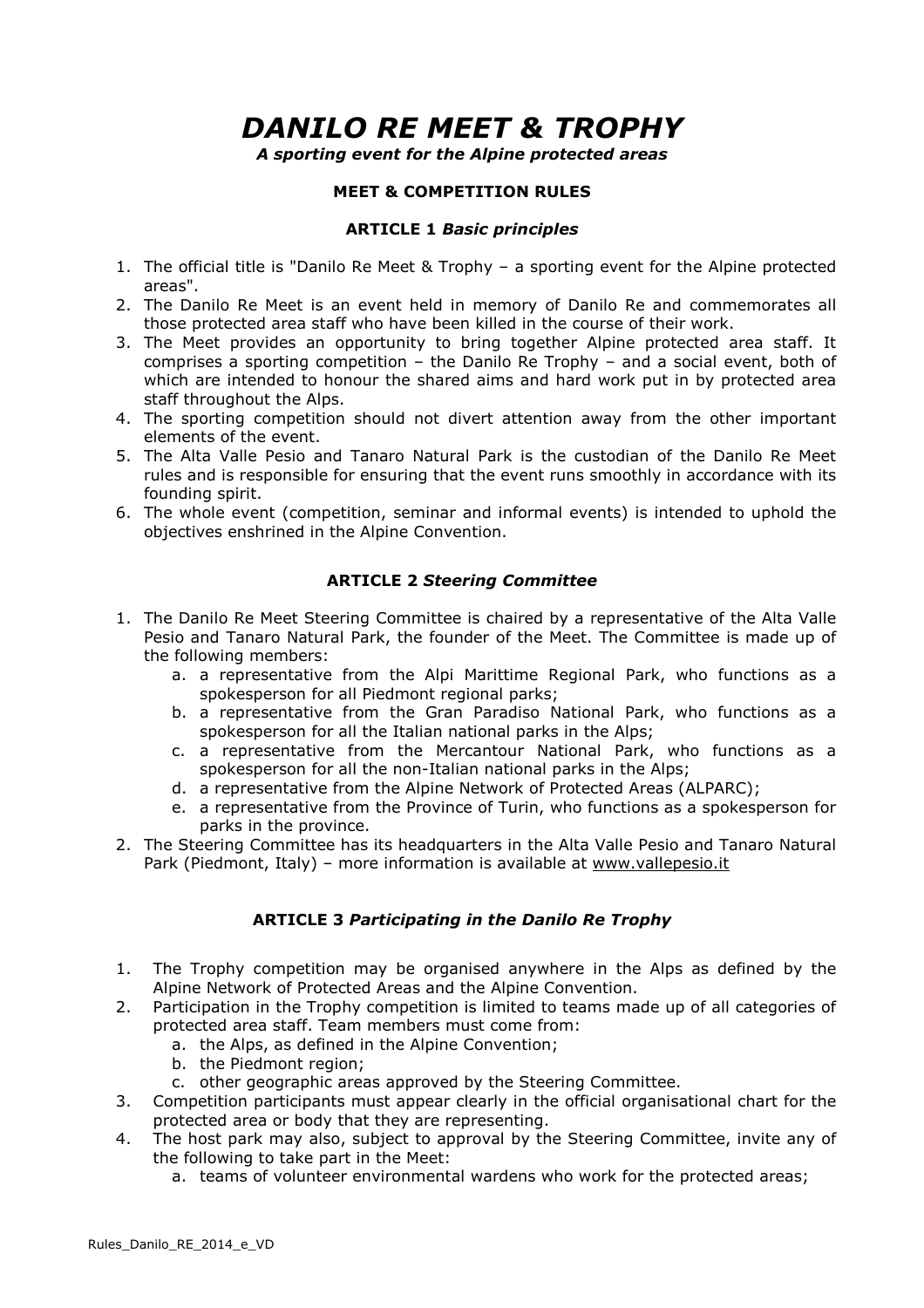# *DANILO RE MEET & TROPHY*

***A sporting event for the Alpine protected areas***

**MEET & COMPETITION RULES**

**ARTICLE 1 *Basic principles***

1. The official title is "Danilo Re Meet & Trophy – a sporting event for the Alpine protected areas".
2. The Danilo Re Meet is an event held in memory of Danilo Re and commemorates all those protected area staff who have been killed in the course of their work.
3. The Meet provides an opportunity to bring together Alpine protected area staff. It comprises a sporting competition – the Danilo Re Trophy – and a social event, both of which are intended to honour the shared aims and hard work put in by protected area staff throughout the Alps.
4. The sporting competition should not divert attention away from the other important elements of the event.
5. The Alta Valle Pesio and Tanaro Natural Park is the custodian of the Danilo Re Meet rules and is responsible for ensuring that the event runs smoothly in accordance with its founding spirit.
6. The whole event (competition, seminar and informal events) is intended to uphold the objectives enshrined in the Alpine Convention.

**ARTICLE 2 *Steering Committee***

1. The Danilo Re Meet Steering Committee is chaired by a representative of the Alta Valle Pesio and Tanaro Natural Park, the founder of the Meet. The Committee is made up of the following members:
   a. a representative from the Alpi Marittime Regional Park, who functions as a spokesperson for all Piedmont regional parks;
   b. a representative from the Gran Paradiso National Park, who functions as a spokesperson for all the Italian national parks in the Alps;
   c. a representative from the Mercantour National Park, who functions as a spokesperson for all the non-Italian national parks in the Alps;
   d. a representative from the Alpine Network of Protected Areas (ALPARC);
   e. a representative from the Province of Turin, who functions as a spokesperson for parks in the province.
2. The Steering Committee has its headquarters in the Alta Valle Pesio and Tanaro Natural Park (Piedmont, Italy) – more information is available at www.vallepesio.it

**ARTICLE 3 *Participating in the Danilo Re Trophy***

1. The Trophy competition may be organised anywhere in the Alps as defined by the Alpine Network of Protected Areas and the Alpine Convention.
2. Participation in the Trophy competition is limited to teams made up of all categories of protected area staff. Team members must come from:
   a. the Alps, as defined in the Alpine Convention;
   b. the Piedmont region;
   c. other geographic areas approved by the Steering Committee.
3. Competition participants must appear clearly in the official organisational chart for the protected area or body that they are representing.
4. The host park may also, subject to approval by the Steering Committee, invite any of the following to take part in the Meet:
   a. teams of volunteer environmental wardens who work for the protected areas;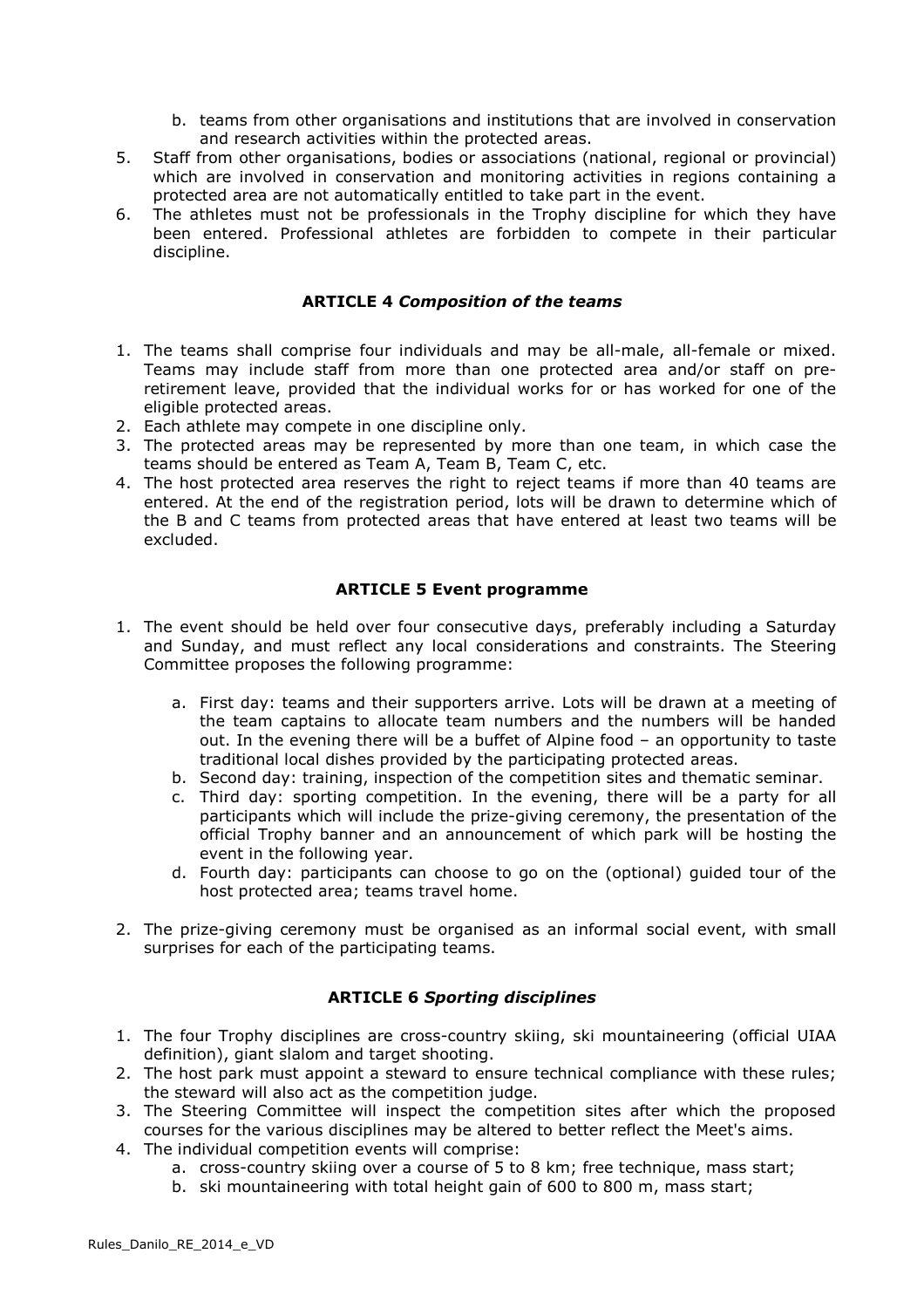b. teams from other organisations and institutions that are involved in conservation and research activities within the protected areas.

5. Staff from other organisations, bodies or associations (national, regional or provincial) which are involved in conservation and monitoring activities in regions containing a protected area are not automatically entitled to take part in the event.
6. The athletes must not be professionals in the Trophy discipline for which they have been entered. Professional athletes are forbidden to compete in their particular discipline.

### ARTICLE 4 *Composition of the teams*

1. The teams shall comprise four individuals and may be all-male, all-female or mixed. Teams may include staff from more than one protected area and/or staff on pre-retirement leave, provided that the individual works for or has worked for one of the eligible protected areas.
2. Each athlete may compete in one discipline only.
3. The protected areas may be represented by more than one team, in which case the teams should be entered as Team A, Team B, Team C, etc.
4. The host protected area reserves the right to reject teams if more than 40 teams are entered. At the end of the registration period, lots will be drawn to determine which of the B and C teams from protected areas that have entered at least two teams will be excluded.

### ARTICLE 5 Event programme

1. The event should be held over four consecutive days, preferably including a Saturday and Sunday, and must reflect any local considerations and constraints. The Steering Committee proposes the following programme:

   a. First day: teams and their supporters arrive. Lots will be drawn at a meeting of the team captains to allocate team numbers and the numbers will be handed out. In the evening there will be a buffet of Alpine food – an opportunity to taste traditional local dishes provided by the participating protected areas.
   b. Second day: training, inspection of the competition sites and thematic seminar.
   c. Third day: sporting competition. In the evening, there will be a party for all participants which will include the prize-giving ceremony, the presentation of the official Trophy banner and an announcement of which park will be hosting the event in the following year.
   d. Fourth day: participants can choose to go on the (optional) guided tour of the host protected area; teams travel home.

2. The prize-giving ceremony must be organised as an informal social event, with small surprises for each of the participating teams.

### ARTICLE 6 *Sporting disciplines*

1. The four Trophy disciplines are cross-country skiing, ski mountaineering (official UIAA definition), giant slalom and target shooting.
2. The host park must appoint a steward to ensure technical compliance with these rules; the steward will also act as the competition judge.
3. The Steering Committee will inspect the competition sites after which the proposed courses for the various disciplines may be altered to better reflect the Meet's aims.
4. The individual competition events will comprise:
   a. cross-country skiing over a course of 5 to 8 km; free technique, mass start;
   b. ski mountaineering with total height gain of 600 to 800 m, mass start;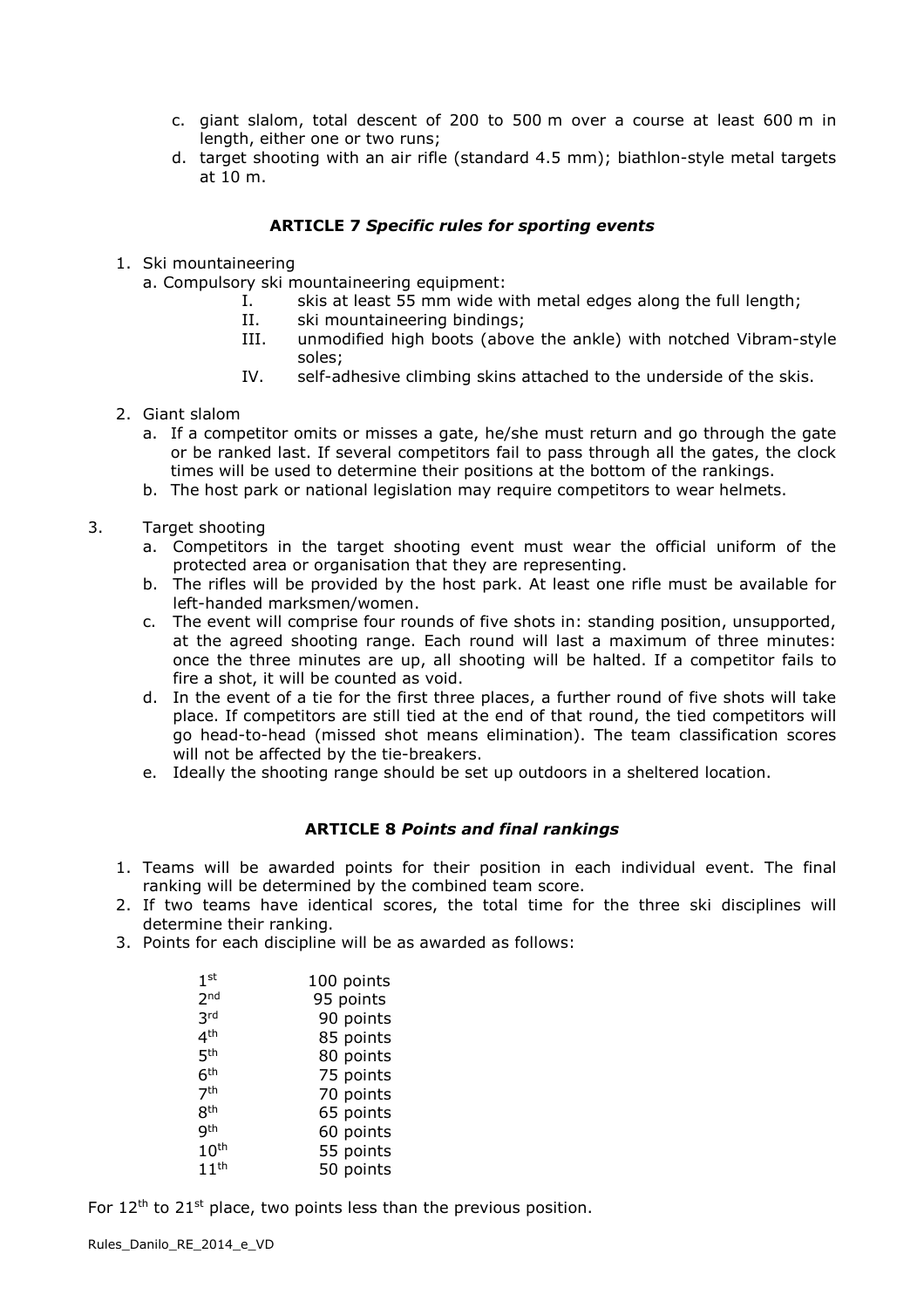c. giant slalom, total descent of 200 to 500 m over a course at least 600 m in length, either one or two runs;
d. target shooting with an air rifle (standard 4.5 mm); biathlon-style metal targets at 10 m.

### ARTICLE 7 *Specific rules for sporting events*

1. Ski mountaineering
   a. Compulsory ski mountaineering equipment:
      I. skis at least 55 mm wide with metal edges along the full length;
      II. ski mountaineering bindings;
      III. unmodified high boots (above the ankle) with notched Vibram-style soles;
      IV. self-adhesive climbing skins attached to the underside of the skis.

2. Giant slalom
   a. If a competitor omits or misses a gate, he/she must return and go through the gate or be ranked last. If several competitors fail to pass through all the gates, the clock times will be used to determine their positions at the bottom of the rankings.
   b. The host park or national legislation may require competitors to wear helmets.

3. Target shooting
   a. Competitors in the target shooting event must wear the official uniform of the protected area or organisation that they are representing.
   b. The rifles will be provided by the host park. At least one rifle must be available for left-handed marksmen/women.
   c. The event will comprise four rounds of five shots in: standing position, unsupported, at the agreed shooting range. Each round will last a maximum of three minutes: once the three minutes are up, all shooting will be halted. If a competitor fails to fire a shot, it will be counted as void.
   d. In the event of a tie for the first three places, a further round of five shots will take place. If competitors are still tied at the end of that round, the tied competitors will go head-to-head (missed shot means elimination). The team classification scores will not be affected by the tie-breakers.
   e. Ideally the shooting range should be set up outdoors in a sheltered location.

### ARTICLE 8 *Points and final rankings*

1. Teams will be awarded points for their position in each individual event. The final ranking will be determined by the combined team score.
2. If two teams have identical scores, the total time for the three ski disciplines will determine their ranking.
3. Points for each discipline will be as awarded as follows:

| Place | Points |
|---|---|
| 1st | 100 points |
| 2nd | 95 points |
| 3rd | 90 points |
| 4th | 85 points |
| 5th | 80 points |
| 6th | 75 points |
| 7th | 70 points |
| 8th | 65 points |
| 9th | 60 points |
| 10th | 55 points |
| 11th | 50 points |

For 12th to 21st place, two points less than the previous position.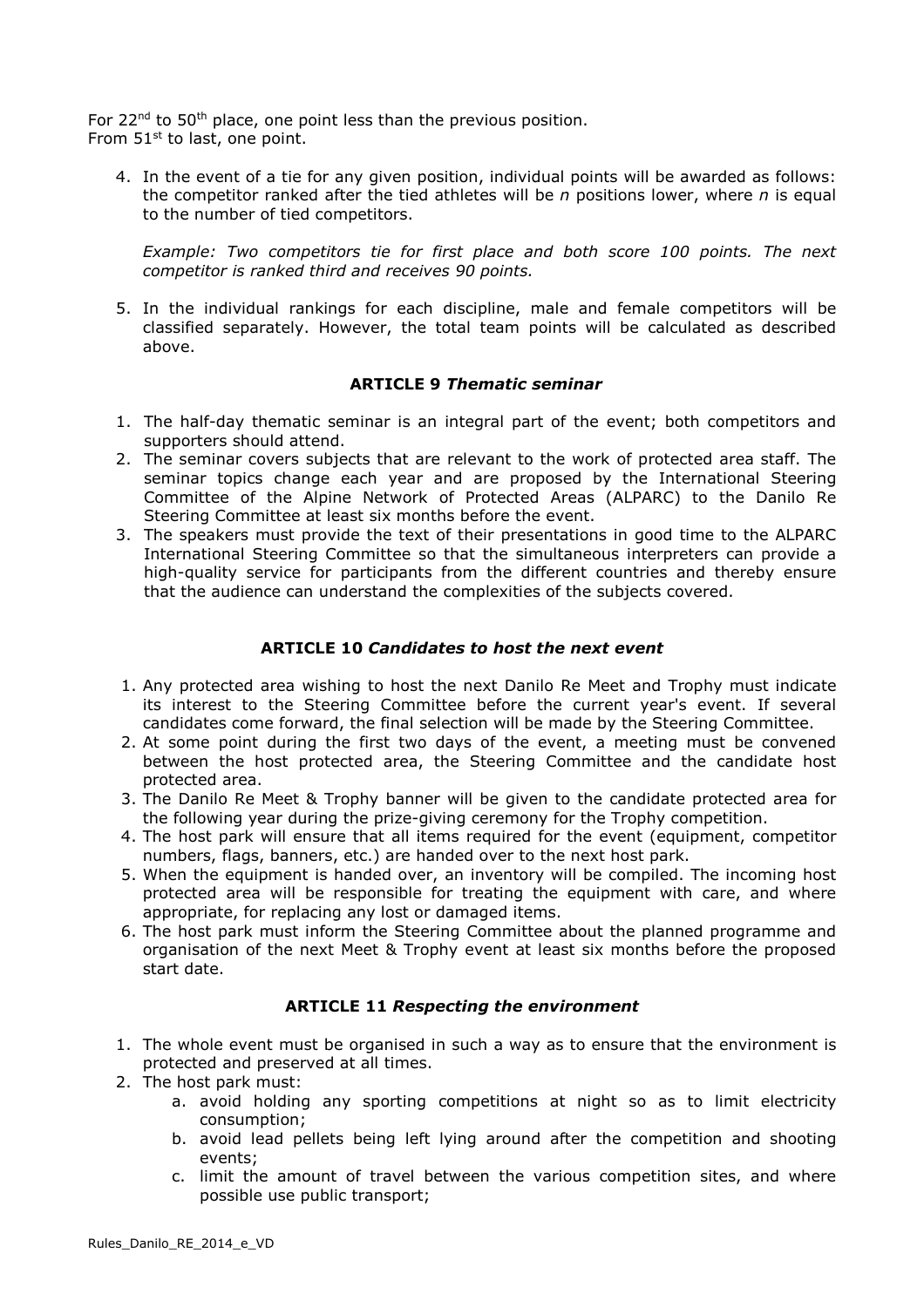For 22nd to 50th place, one point less than the previous position.
From 51st to last, one point.

4. In the event of a tie for any given position, individual points will be awarded as follows: the competitor ranked after the tied athletes will be *n* positions lower, where *n* is equal to the number of tied competitors.

   *Example: Two competitors tie for first place and both score 100 points. The next competitor is ranked third and receives 90 points.*

5. In the individual rankings for each discipline, male and female competitors will be classified separately. However, the total team points will be calculated as described above.

### ARTICLE 9 *Thematic seminar*

1. The half-day thematic seminar is an integral part of the event; both competitors and supporters should attend.
2. The seminar covers subjects that are relevant to the work of protected area staff. The seminar topics change each year and are proposed by the International Steering Committee of the Alpine Network of Protected Areas (ALPARC) to the Danilo Re Steering Committee at least six months before the event.
3. The speakers must provide the text of their presentations in good time to the ALPARC International Steering Committee so that the simultaneous interpreters can provide a high-quality service for participants from the different countries and thereby ensure that the audience can understand the complexities of the subjects covered.

### ARTICLE 10 *Candidates to host the next event*

1. Any protected area wishing to host the next Danilo Re Meet and Trophy must indicate its interest to the Steering Committee before the current year's event. If several candidates come forward, the final selection will be made by the Steering Committee.
2. At some point during the first two days of the event, a meeting must be convened between the host protected area, the Steering Committee and the candidate host protected area.
3. The Danilo Re Meet & Trophy banner will be given to the candidate protected area for the following year during the prize-giving ceremony for the Trophy competition.
4. The host park will ensure that all items required for the event (equipment, competitor numbers, flags, banners, etc.) are handed over to the next host park.
5. When the equipment is handed over, an inventory will be compiled. The incoming host protected area will be responsible for treating the equipment with care, and where appropriate, for replacing any lost or damaged items.
6. The host park must inform the Steering Committee about the planned programme and organisation of the next Meet & Trophy event at least six months before the proposed start date.

### ARTICLE 11 *Respecting the environment*

1. The whole event must be organised in such a way as to ensure that the environment is protected and preserved at all times.
2. The host park must:
   a. avoid holding any sporting competitions at night so as to limit electricity consumption;
   b. avoid lead pellets being left lying around after the competition and shooting events;
   c. limit the amount of travel between the various competition sites, and where possible use public transport;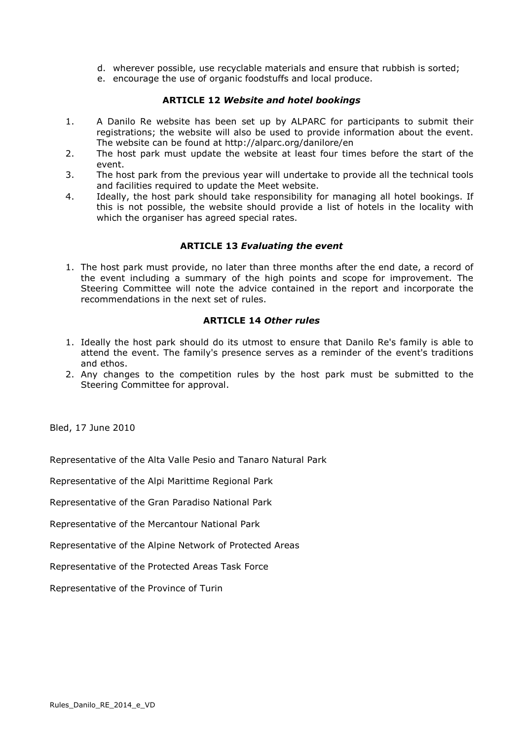d. wherever possible, use recyclable materials and ensure that rubbish is sorted;
e. encourage the use of organic foodstuffs and local produce.

### ARTICLE 12 *Website and hotel bookings*

1. A Danilo Re website has been set up by ALPARC for participants to submit their registrations; the website will also be used to provide information about the event. The website can be found at http://alparc.org/danilore/en
2. The host park must update the website at least four times before the start of the event.
3. The host park from the previous year will undertake to provide all the technical tools and facilities required to update the Meet website.
4. Ideally, the host park should take responsibility for managing all hotel bookings. If this is not possible, the website should provide a list of hotels in the locality with which the organiser has agreed special rates.

### ARTICLE 13 *Evaluating the event*

1. The host park must provide, no later than three months after the end date, a record of the event including a summary of the high points and scope for improvement. The Steering Committee will note the advice contained in the report and incorporate the recommendations in the next set of rules.

### ARTICLE 14 *Other rules*

1. Ideally the host park should do its utmost to ensure that Danilo Re's family is able to attend the event. The family's presence serves as a reminder of the event's traditions and ethos.
2. Any changes to the competition rules by the host park must be submitted to the Steering Committee for approval.

Bled, 17 June 2010

Representative of the Alta Valle Pesio and Tanaro Natural Park

Representative of the Alpi Marittime Regional Park

Representative of the Gran Paradiso National Park

Representative of the Mercantour National Park

Representative of the Alpine Network of Protected Areas

Representative of the Protected Areas Task Force

Representative of the Province of Turin